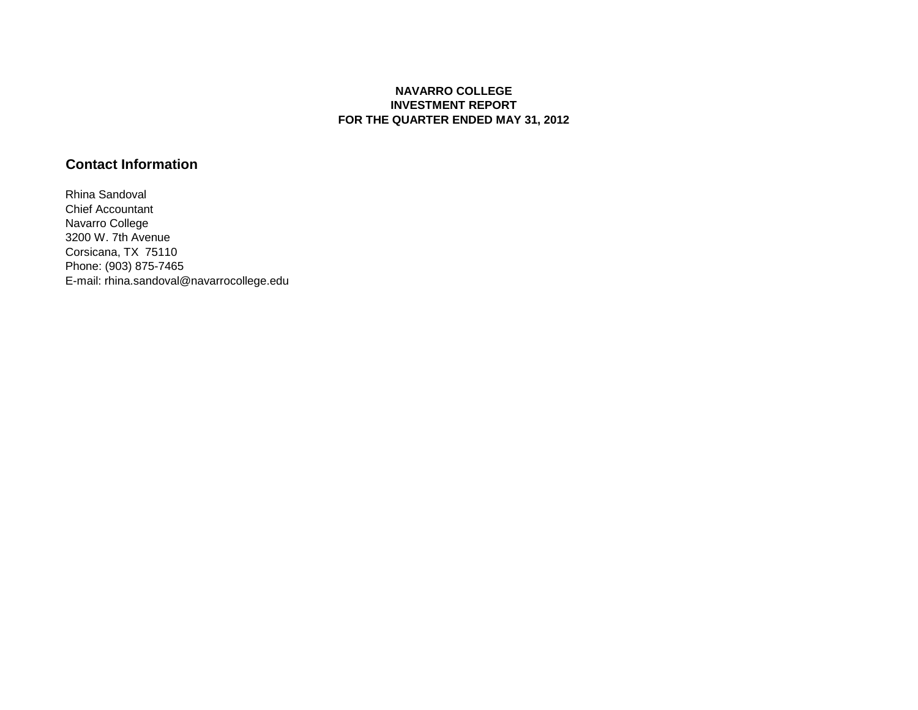**NAVARRO COLLEGE**
**INVESTMENT REPORT**
**FOR THE QUARTER ENDED MAY 31, 2012**

## Contact Information

Rhina Sandoval
Chief Accountant
Navarro College
3200 W. 7th Avenue
Corsicana, TX  75110
Phone: (903) 875-7465
E-mail: rhina.sandoval@navarrocollege.edu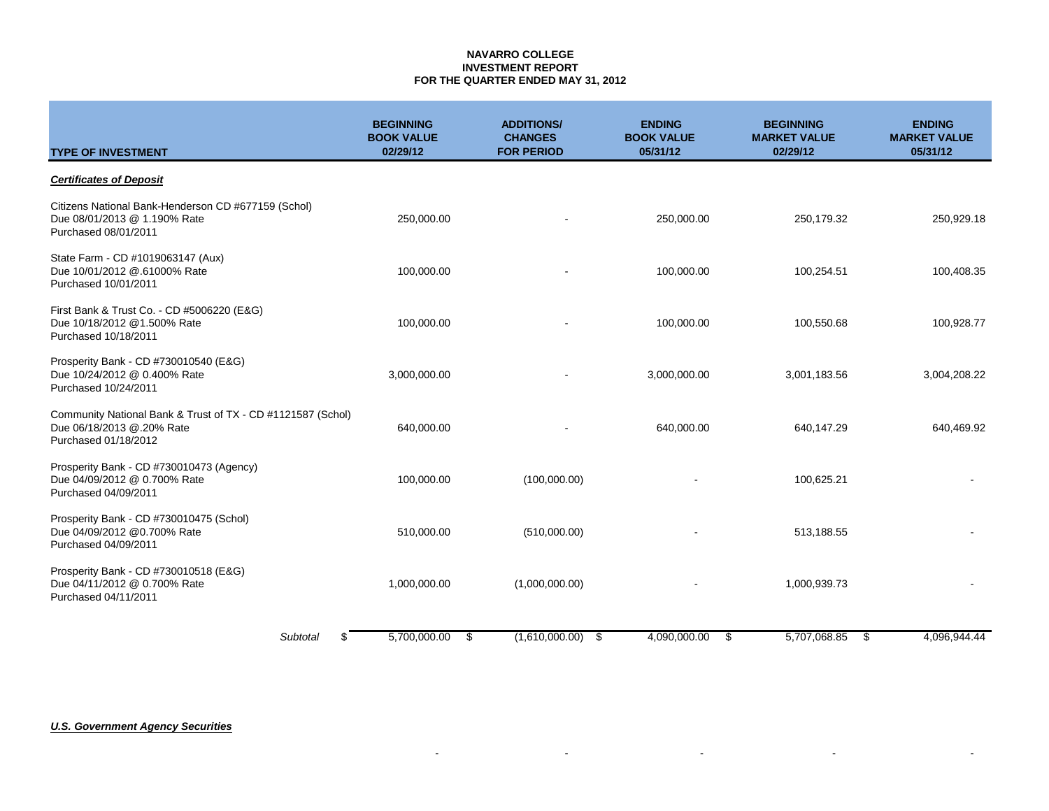**NAVARRO COLLEGE**
**INVESTMENT REPORT**
**FOR THE QUARTER ENDED MAY 31, 2012**

| TYPE OF INVESTMENT | BEGINNING BOOK VALUE 02/29/12 | ADDITIONS/ CHANGES FOR PERIOD | ENDING BOOK VALUE 05/31/12 | BEGINNING MARKET VALUE 02/29/12 | ENDING MARKET VALUE 05/31/12 |
|---|---|---|---|---|---|
| ***Certificates of Deposit*** | | | | | |
| Citizens National Bank-Henderson CD #677159 (Schol) Due 08/01/2013 @ 1.190% Rate Purchased 08/01/2011 | 250,000.00 | - | 250,000.00 | 250,179.32 | 250,929.18 |
| State Farm - CD #1019063147 (Aux) Due 10/01/2012 @.61000% Rate Purchased 10/01/2011 | 100,000.00 | - | 100,000.00 | 100,254.51 | 100,408.35 |
| First Bank & Trust Co. - CD #5006220 (E&G) Due 10/18/2012 @1.500% Rate Purchased 10/18/2011 | 100,000.00 | - | 100,000.00 | 100,550.68 | 100,928.77 |
| Prosperity Bank - CD #730010540 (E&G) Due 10/24/2012 @ 0.400% Rate Purchased 10/24/2011 | 3,000,000.00 | - | 3,000,000.00 | 3,001,183.56 | 3,004,208.22 |
| Community National Bank & Trust of TX - CD #1121587 (Schol) Due 06/18/2013 @.20% Rate Purchased 01/18/2012 | 640,000.00 | - | 640,000.00 | 640,147.29 | 640,469.92 |
| Prosperity Bank - CD #730010473 (Agency) Due 04/09/2012 @ 0.700% Rate Purchased 04/09/2011 | 100,000.00 | (100,000.00) | - | 100,625.21 | - |
| Prosperity Bank - CD #730010475 (Schol) Due 04/09/2012 @0.700% Rate Purchased 04/09/2011 | 510,000.00 | (510,000.00) | - | 513,188.55 | - |
| Prosperity Bank - CD #730010518 (E&G) Due 04/11/2012 @ 0.700% Rate Purchased 04/11/2011 | 1,000,000.00 | (1,000,000.00) | - | 1,000,939.73 | - |
| *Subtotal* | $ 5,700,000.00 | $ (1,610,000.00) | $ 4,090,000.00 | $ 5,707,068.85 | $ 4,096,944.44 |
| ***U.S. Government Agency Securities*** | | | | | |
| | - | - | - | - | - |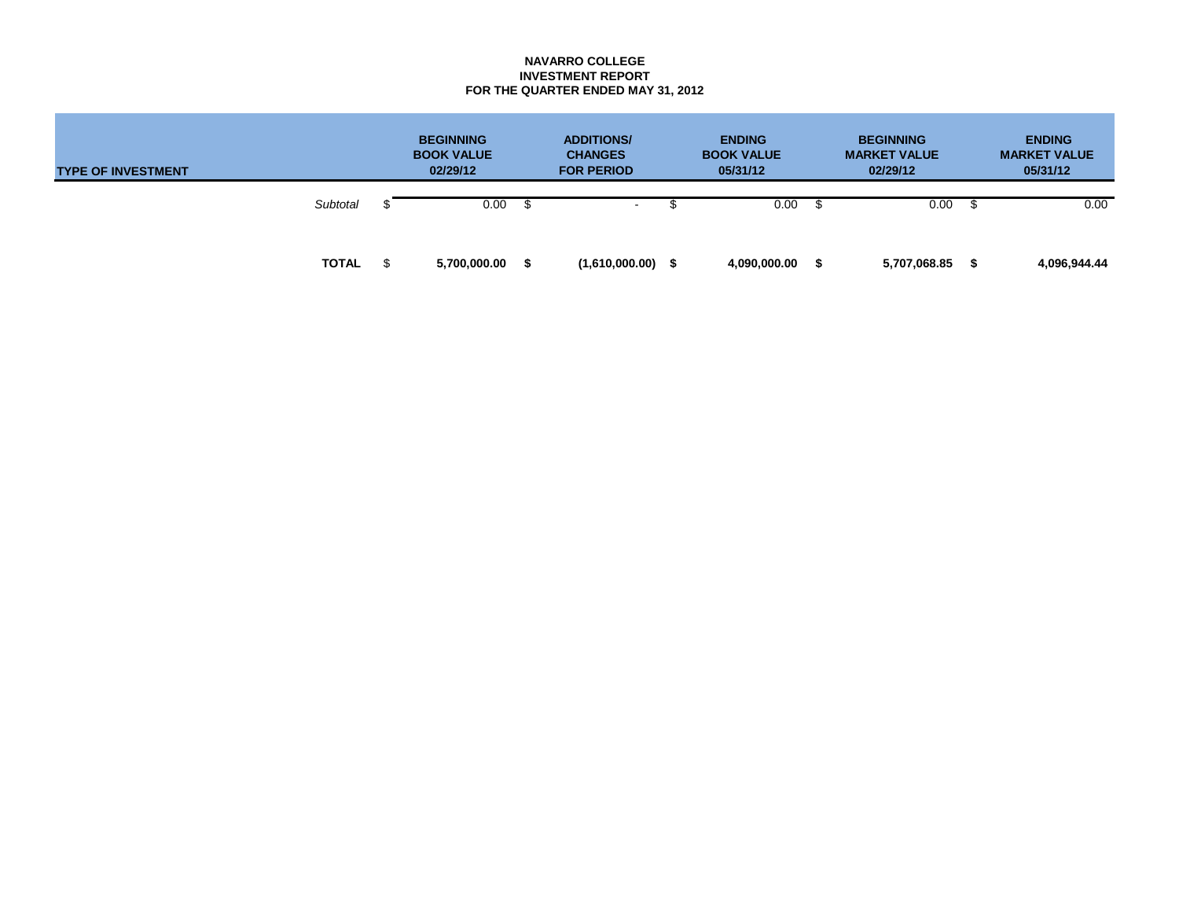**NAVARRO COLLEGE**
**INVESTMENT REPORT**
**FOR THE QUARTER ENDED MAY 31, 2012**

| TYPE OF INVESTMENT | BEGINNING BOOK VALUE 02/29/12 | ADDITIONS/ CHANGES FOR PERIOD | ENDING BOOK VALUE 05/31/12 | BEGINNING MARKET VALUE 02/29/12 | ENDING MARKET VALUE 05/31/12 |
|---|---|---|---|---|---|
| *Subtotal* | $ 0.00 | $ - | $ 0.00 | $ 0.00 | $ 0.00 |
| **TOTAL** | $ **5,700,000.00** | **$ (1,610,000.00)** | **$ 4,090,000.00** | **$ 5,707,068.85** | **$ 4,096,944.44** |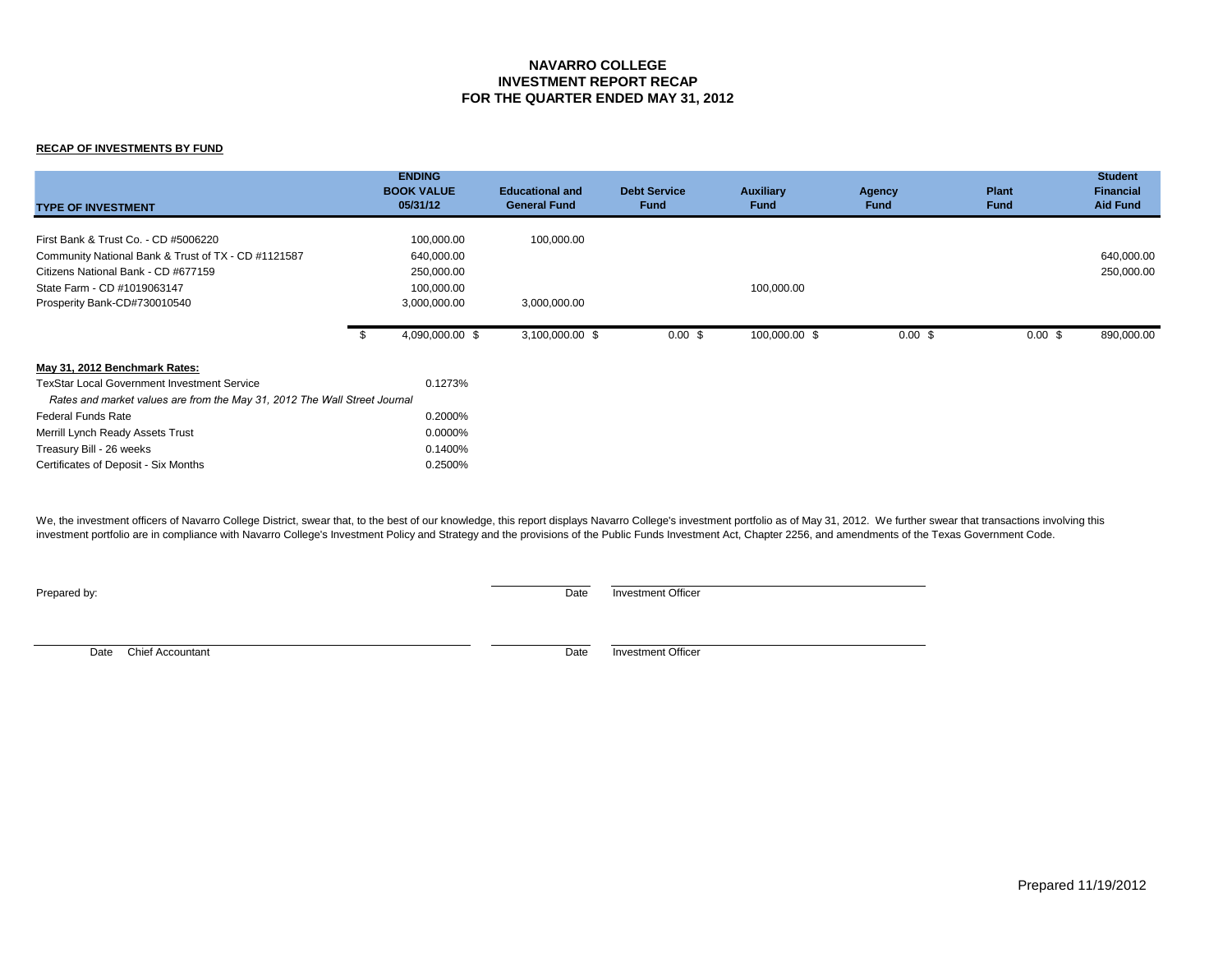# NAVARRO COLLEGE
## INVESTMENT REPORT RECAP
## FOR THE QUARTER ENDED MAY 31, 2012

**RECAP OF INVESTMENTS BY FUND**

| TYPE OF INVESTMENT | ENDING BOOK VALUE 05/31/12 | Educational and General Fund | Debt Service Fund | Auxiliary Fund | Agency Fund | Plant Fund | Student Financial Aid Fund |
|---|---|---|---|---|---|---|---|
| First Bank & Trust Co. - CD #5006220 | 100,000.00 | 100,000.00 | | | | | |
| Community National Bank & Trust of TX - CD #1121587 | 640,000.00 | | | | | | 640,000.00 |
| Citizens National Bank - CD #677159 | 250,000.00 | | | | | | 250,000.00 |
| State Farm - CD #1019063147 | 100,000.00 | | | 100,000.00 | | | |
| Prosperity Bank-CD#730010540 | 3,000,000.00 | 3,000,000.00 | | | | | |
| | $ 4,090,000.00 | $ 3,100,000.00 | $ 0.00 | $ 100,000.00 | $ 0.00 | $ 0.00 | $ 890,000.00 |

**May 31, 2012 Benchmark Rates:**

| | |
|---|---|
| TexStar Local Government Investment Service | 0.1273% |
| *Rates and market values are from the May 31, 2012 The Wall Street Journal* | |
| Federal Funds Rate | 0.2000% |
| Merrill Lynch Ready Assets Trust | 0.0000% |
| Treasury Bill - 26 weeks | 0.1400% |
| Certificates of Deposit - Six Months | 0.2500% |

We, the investment officers of Navarro College District, swear that, to the best of our knowledge, this report displays Navarro College's investment portfolio as of May 31, 2012. We further swear that transactions involving this investment portfolio are in compliance with Navarro College's Investment Policy and Strategy and the provisions of the Public Funds Investment Act, Chapter 2256, and amendments of the Texas Government Code.

Prepared by:

Date Investment Officer

Date Chief Accountant

Date Investment Officer

Prepared 11/19/2012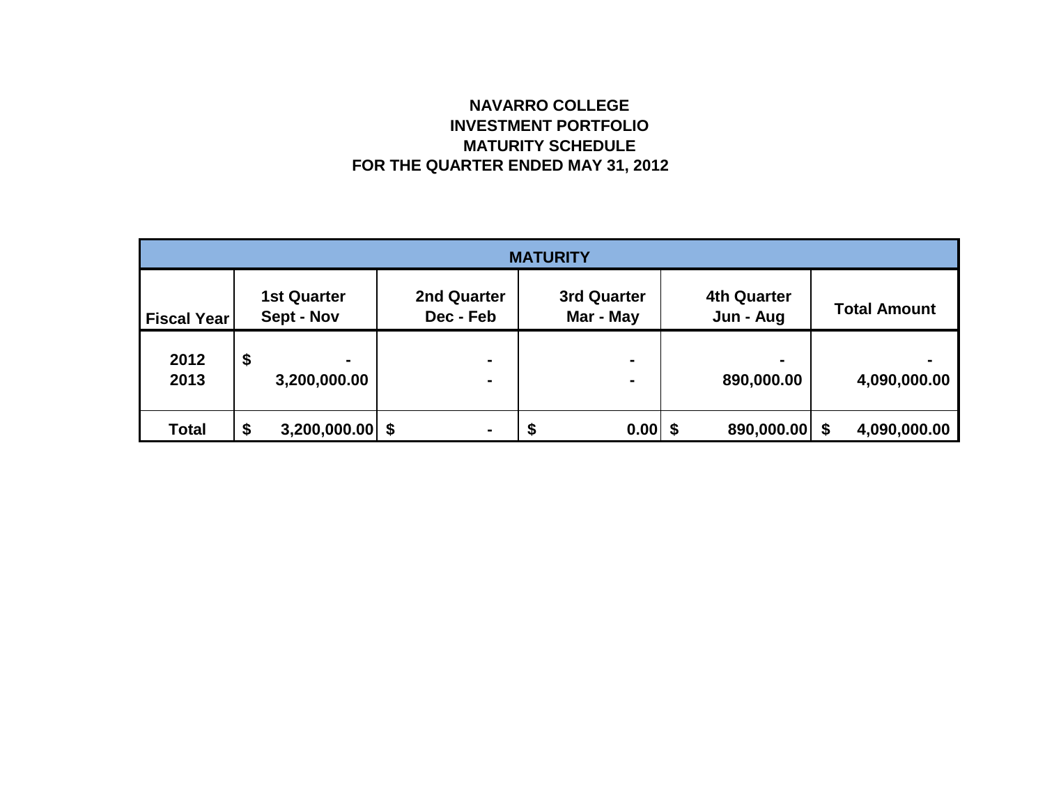# NAVARRO COLLEGE
## INVESTMENT PORTFOLIO
## MATURITY SCHEDULE
## FOR THE QUARTER ENDED MAY 31, 2012

| MATURITY | | | | | |
|---|---|---|---|---|---|
| **Fiscal Year** | **1st Quarter Sept - Nov** | **2nd Quarter Dec - Feb** | **3rd Quarter Mar - May** | **4th Quarter Jun - Aug** | **Total Amount** |
| **2012** | **$ -** | **-** | **-** | **-** | **-** |
| **2013** | **3,200,000.00** | **-** | **-** | **890,000.00** | **4,090,000.00** |
| **Total** | **$ 3,200,000.00** | **$ -** | **$ 0.00** | **$ 890,000.00** | **$ 4,090,000.00** |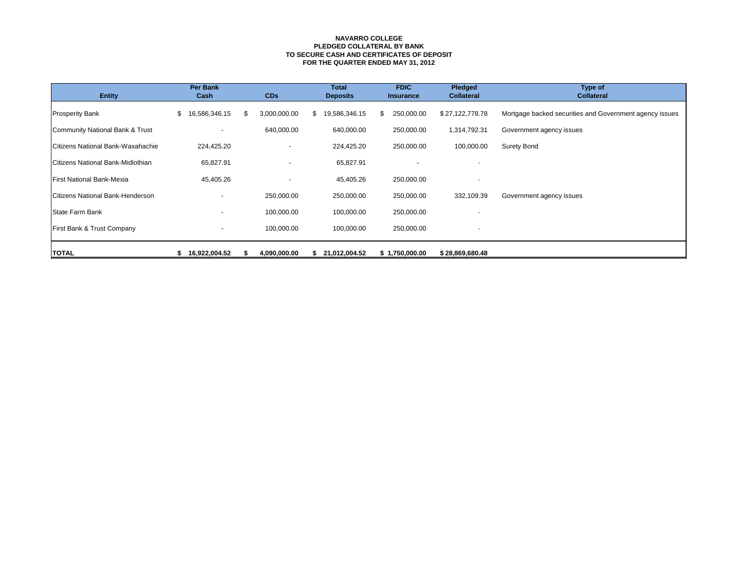**NAVARRO COLLEGE**
**PLEDGED COLLATERAL BY BANK**
**TO SECURE CASH AND CERTIFICATES OF DEPOSIT**
**FOR THE QUARTER ENDED MAY 31, 2012**

| Entity | Per Bank Cash | CDs | Total Deposits | FDIC Insurance | Pledged Collateral | Type of Collateral |
|---|---|---|---|---|---|---|
| Prosperity Bank | $ 16,586,346.15 | $ 3,000,000.00 | $ 19,586,346.15 | $ 250,000.00 | $ 27,122,778.78 | Mortgage backed securities and Government agency issues |
| Community National Bank & Trust | - | 640,000.00 | 640,000.00 | 250,000.00 | 1,314,792.31 | Government agency issues |
| Citizens National Bank-Waxahachie | 224,425.20 | - | 224,425.20 | 250,000.00 | 100,000.00 | Surety Bond |
| Citizens National Bank-Midlothian | 65,827.91 | - | 65,827.91 | - | - | |
| First National Bank-Mexia | 45,405.26 | - | 45,405.26 | 250,000.00 | - | |
| Citizens National Bank-Henderson | - | 250,000.00 | 250,000.00 | 250,000.00 | 332,109.39 | Government agency issues |
| State Farm Bank | - | 100,000.00 | 100,000.00 | 250,000.00 | - | |
| First Bank & Trust Company | - | 100,000.00 | 100,000.00 | 250,000.00 | - | |
| **TOTAL** | **$ 16,922,004.52** | **$ 4,090,000.00** | **$ 21,012,004.52** | **$ 1,750,000.00** | **$ 28,869,680.48** | |